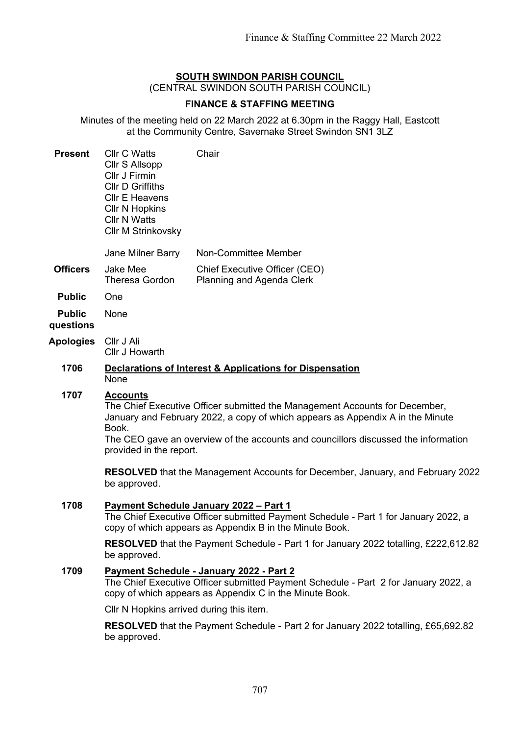**SOUTH SWINDON PARISH COUNCIL**
(CENTRAL SWINDON SOUTH PARISH COUNCIL)

**FINANCE & STAFFING MEETING**

Minutes of the meeting held on 22 March 2022 at 6.30pm in the Raggy Hall, Eastcott at the Community Centre, Savernake Street Swindon SN1 3LZ

| | | |
|---|---|---|
| **Present** | Cllr C Watts | Chair |
| | Cllr S Allsopp | |
| | Cllr J Firmin | |
| | Cllr D Griffiths | |
| | Cllr E Heavens | |
| | Cllr N Hopkins | |
| | Cllr N Watts | |
| | Cllr M Strinkovsky | |
| | Jane Milner Barry | Non-Committee Member |
| **Officers** | Jake Mee | Chief Executive Officer (CEO) |
| | Theresa Gordon | Planning and Agenda Clerk |
| **Public** | One | |
| **Public questions** | None | |
| **Apologies** | Cllr J Ali | |
| | Cllr J Howarth | |

**1706 Declarations of Interest & Applications for Dispensation**

None

**1707 Accounts**

The Chief Executive Officer submitted the Management Accounts for December, January and February 2022, a copy of which appears as Appendix A in the Minute Book.

The CEO gave an overview of the accounts and councillors discussed the information provided in the report.

**RESOLVED** that the Management Accounts for December, January, and February 2022 be approved.

**1708 Payment Schedule January 2022 – Part 1**

The Chief Executive Officer submitted Payment Schedule - Part 1 for January 2022, a copy of which appears as Appendix B in the Minute Book.

**RESOLVED** that the Payment Schedule - Part 1 for January 2022 totalling, £222,612.82 be approved.

**1709 Payment Schedule - January 2022 - Part 2**

The Chief Executive Officer submitted Payment Schedule - Part 2 for January 2022, a copy of which appears as Appendix C in the Minute Book.

Cllr N Hopkins arrived during this item.

**RESOLVED** that the Payment Schedule - Part 2 for January 2022 totalling, £65,692.82 be approved.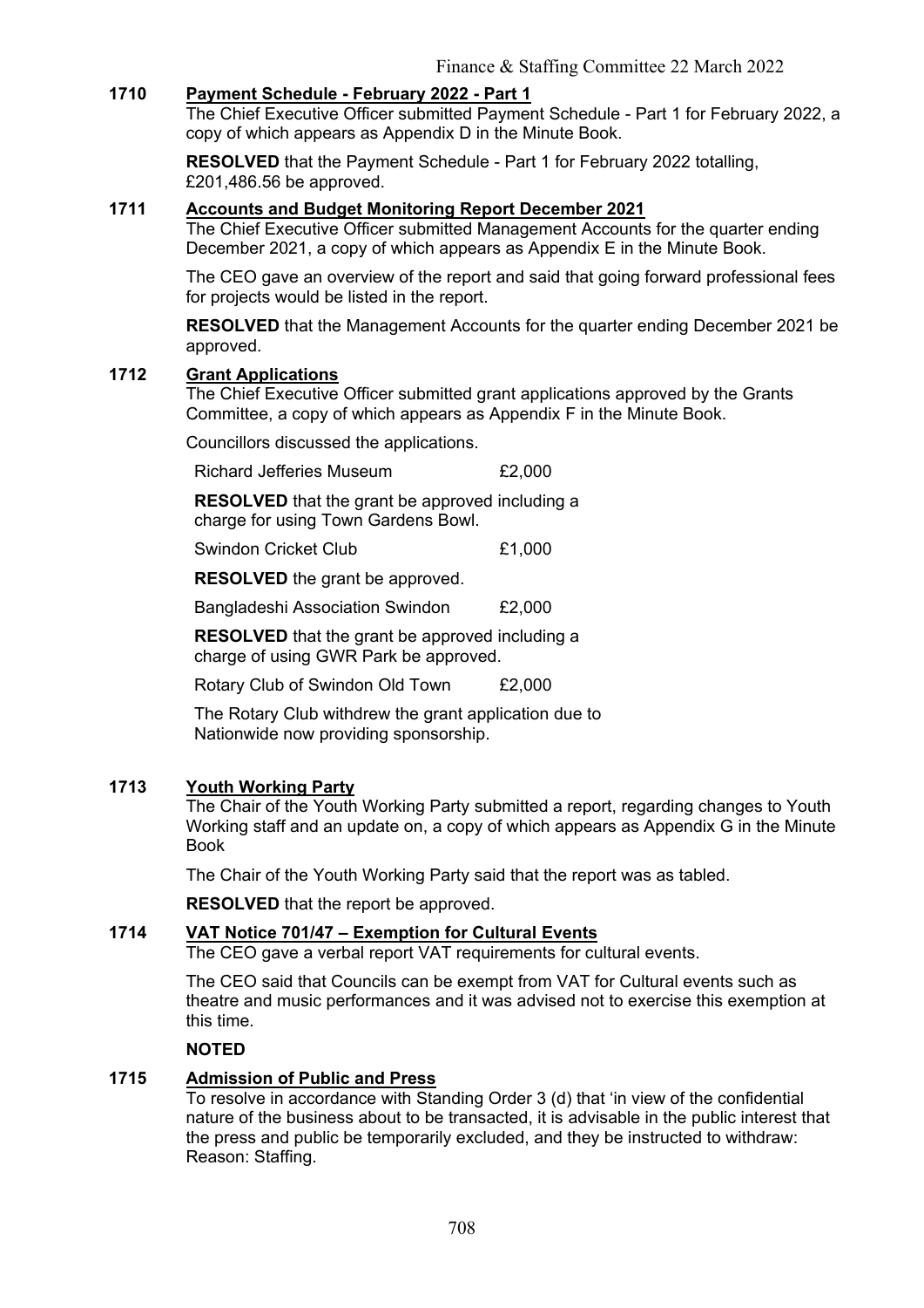**1710 Payment Schedule - February 2022 - Part 1**

The Chief Executive Officer submitted Payment Schedule - Part 1 for February 2022, a copy of which appears as Appendix D in the Minute Book.

**RESOLVED** that the Payment Schedule - Part 1 for February 2022 totalling, £201,486.56 be approved.

**1711 Accounts and Budget Monitoring Report December 2021**

The Chief Executive Officer submitted Management Accounts for the quarter ending December 2021, a copy of which appears as Appendix E in the Minute Book.

The CEO gave an overview of the report and said that going forward professional fees for projects would be listed in the report.

**RESOLVED** that the Management Accounts for the quarter ending December 2021 be approved.

**1712 Grant Applications**

The Chief Executive Officer submitted grant applications approved by the Grants Committee, a copy of which appears as Appendix F in the Minute Book.

Councillors discussed the applications.

Richard Jefferies Museum £2,000

**RESOLVED** that the grant be approved including a charge for using Town Gardens Bowl.

Swindon Cricket Club £1,000

**RESOLVED** the grant be approved.

Bangladeshi Association Swindon £2,000

**RESOLVED** that the grant be approved including a charge of using GWR Park be approved.

Rotary Club of Swindon Old Town £2,000

The Rotary Club withdrew the grant application due to Nationwide now providing sponsorship.

**1713 Youth Working Party**

The Chair of the Youth Working Party submitted a report, regarding changes to Youth Working staff and an update on, a copy of which appears as Appendix G in the Minute Book

The Chair of the Youth Working Party said that the report was as tabled.

**RESOLVED** that the report be approved.

**1714 VAT Notice 701/47 – Exemption for Cultural Events**

The CEO gave a verbal report VAT requirements for cultural events.

The CEO said that Councils can be exempt from VAT for Cultural events such as theatre and music performances and it was advised not to exercise this exemption at this time.

**NOTED**

**1715 Admission of Public and Press**

To resolve in accordance with Standing Order 3 (d) that 'in view of the confidential nature of the business about to be transacted, it is advisable in the public interest that the press and public be temporarily excluded, and they be instructed to withdraw: Reason: Staffing.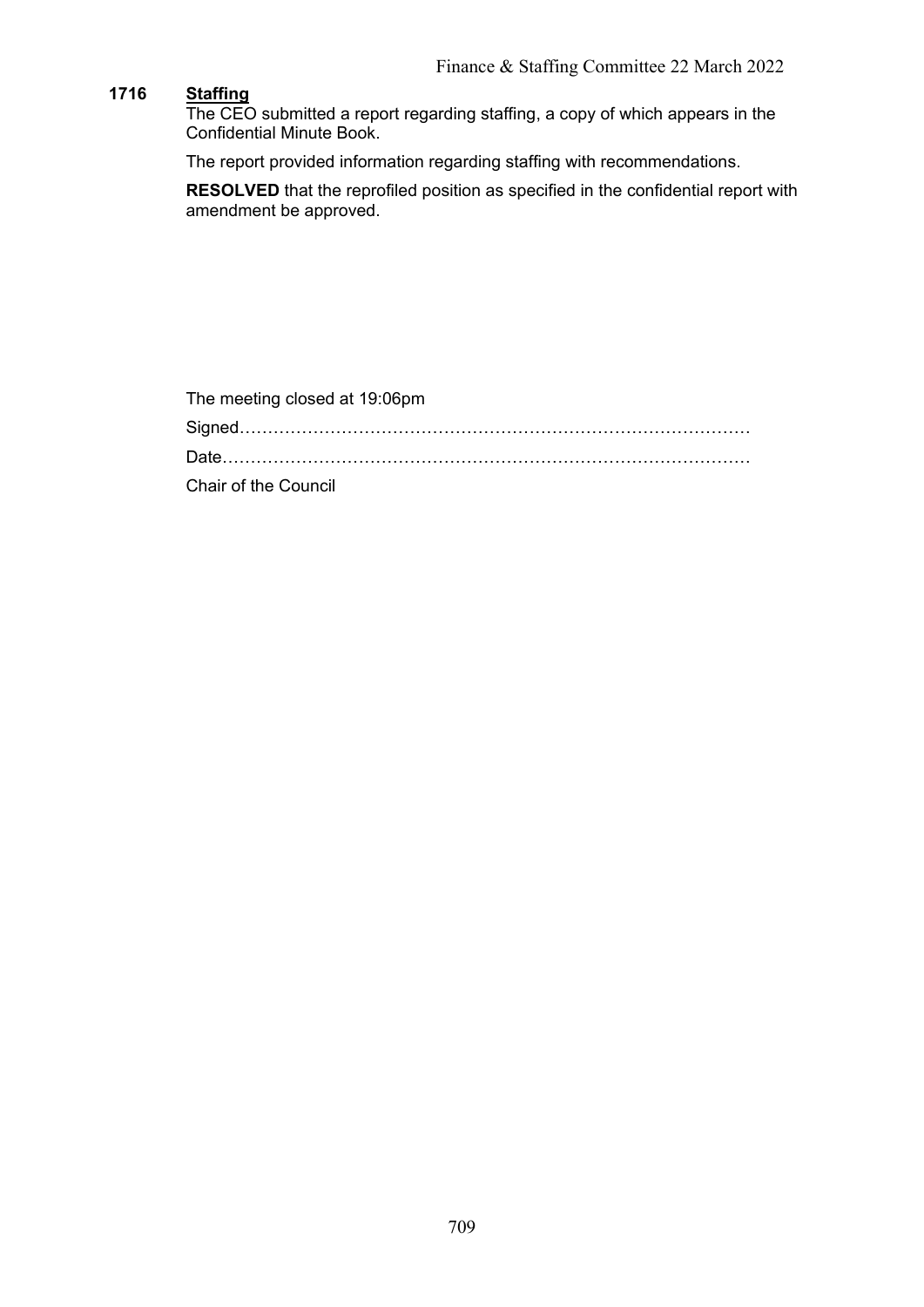**1716 Staffing**

The CEO submitted a report regarding staffing, a copy of which appears in the Confidential Minute Book.

The report provided information regarding staffing with recommendations.

**RESOLVED** that the reprofiled position as specified in the confidential report with amendment be approved.

The meeting closed at 19:06pm

Signed…………………………………………………………………………….

Date………………………………………………………………………………

Chair of the Council